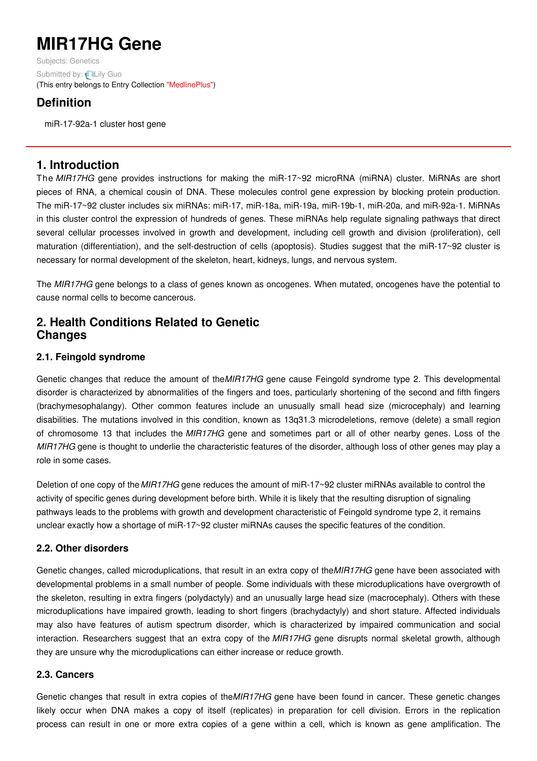# MIR17HG Gene

Subjects: Genetics

Submitted by: Lily Guo

(This entry belongs to Entry Collection "MedlinePlus")

## Definition

miR-17-92a-1 cluster host gene

## 1. Introduction

The *MIR17HG* gene provides instructions for making the miR-17~92 microRNA (miRNA) cluster. MiRNAs are short pieces of RNA, a chemical cousin of DNA. These molecules control gene expression by blocking protein production. The miR-17~92 cluster includes six miRNAs: miR-17, miR-18a, miR-19a, miR-19b-1, miR-20a, and miR-92a-1. MiRNAs in this cluster control the expression of hundreds of genes. These miRNAs help regulate signaling pathways that direct several cellular processes involved in growth and development, including cell growth and division (proliferation), cell maturation (differentiation), and the self-destruction of cells (apoptosis). Studies suggest that the miR-17~92 cluster is necessary for normal development of the skeleton, heart, kidneys, lungs, and nervous system.

The *MIR17HG* gene belongs to a class of genes known as oncogenes. When mutated, oncogenes have the potential to cause normal cells to become cancerous.

## 2. Health Conditions Related to Genetic Changes

### 2.1. Feingold syndrome

Genetic changes that reduce the amount of the *MIR17HG* gene cause Feingold syndrome type 2. This developmental disorder is characterized by abnormalities of the fingers and toes, particularly shortening of the second and fifth fingers (brachymesophalangy). Other common features include an unusually small head size (microcephaly) and learning disabilities. The mutations involved in this condition, known as 13q31.3 microdeletions, remove (delete) a small region of chromosome 13 that includes the *MIR17HG* gene and sometimes part or all of other nearby genes. Loss of the *MIR17HG* gene is thought to underlie the characteristic features of the disorder, although loss of other genes may play a role in some cases.

Deletion of one copy of the *MIR17HG* gene reduces the amount of miR-17~92 cluster miRNAs available to control the activity of specific genes during development before birth. While it is likely that the resulting disruption of signaling pathways leads to the problems with growth and development characteristic of Feingold syndrome type 2, it remains unclear exactly how a shortage of miR-17~92 cluster miRNAs causes the specific features of the condition.

### 2.2. Other disorders

Genetic changes, called microduplications, that result in an extra copy of the *MIR17HG* gene have been associated with developmental problems in a small number of people. Some individuals with these microduplications have overgrowth of the skeleton, resulting in extra fingers (polydactyly) and an unusually large head size (macrocephaly). Others with these microduplications have impaired growth, leading to short fingers (brachydactyly) and short stature. Affected individuals may also have features of autism spectrum disorder, which is characterized by impaired communication and social interaction. Researchers suggest that an extra copy of the *MIR17HG* gene disrupts normal skeletal growth, although they are unsure why the microduplications can either increase or reduce growth.

### 2.3. Cancers

Genetic changes that result in extra copies of the *MIR17HG* gene have been found in cancer. These genetic changes likely occur when DNA makes a copy of itself (replicates) in preparation for cell division. Errors in the replication process can result in one or more extra copies of a gene within a cell, which is known as gene amplification. The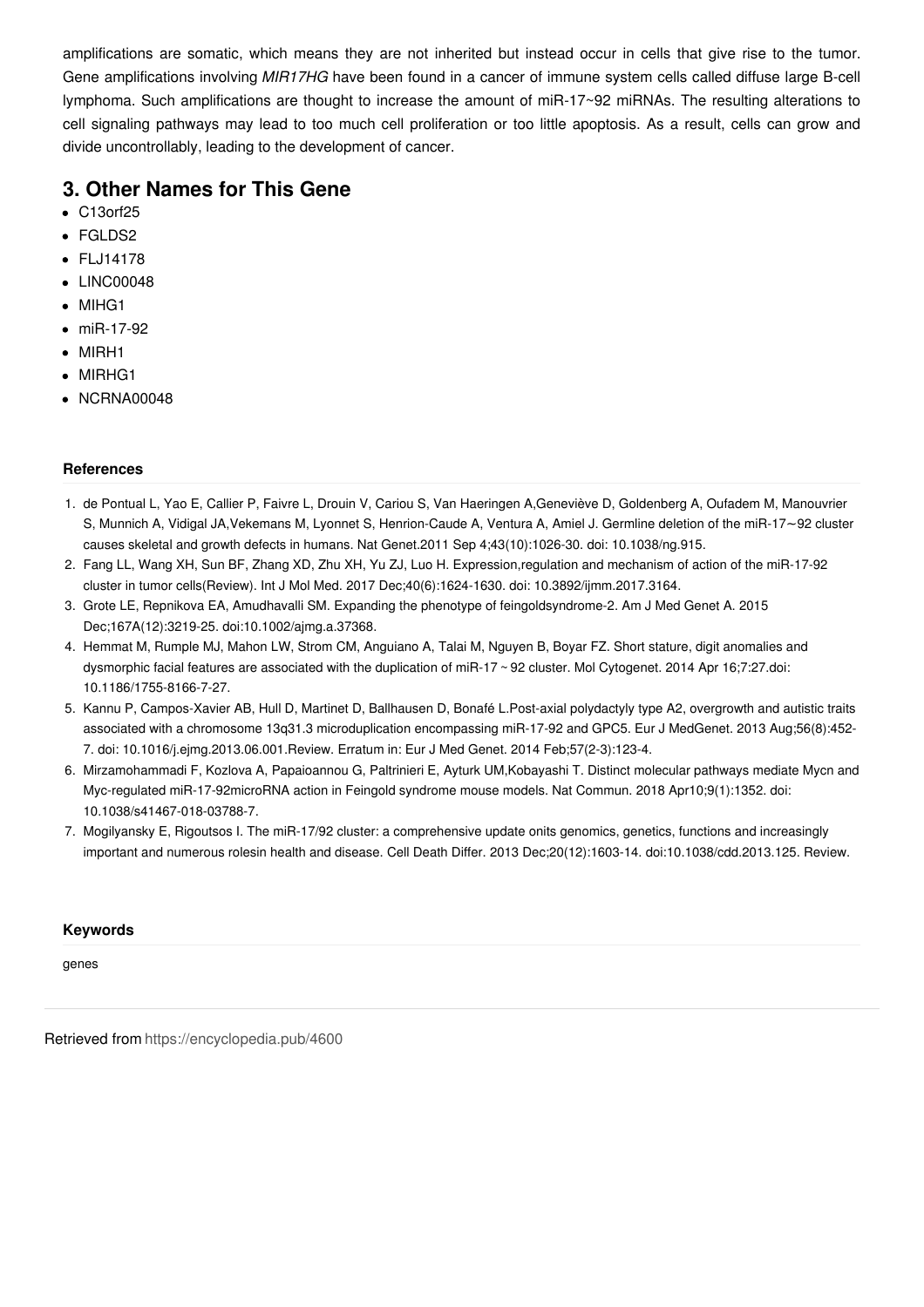amplifications are somatic, which means they are not inherited but instead occur in cells that give rise to the tumor. Gene amplifications involving *MIR17HG* have been found in a cancer of immune system cells called diffuse large B-cell lymphoma. Such amplifications are thought to increase the amount of miR-17~92 miRNAs. The resulting alterations to cell signaling pathways may lead to too much cell proliferation or too little apoptosis. As a result, cells can grow and divide uncontrollably, leading to the development of cancer.

## 3. Other Names for This Gene

- C13orf25
- FGLDS2
- FLJ14178
- LINC00048
- MIHG1
- miR-17-92
- MIRH1
- MIRHG1
- NCRNA00048

#### References

1. de Pontual L, Yao E, Callier P, Faivre L, Drouin V, Cariou S, Van Haeringen A,Geneviève D, Goldenberg A, Oufadem M, Manouvrier S, Munnich A, Vidigal JA,Vekemans M, Lyonnet S, Henrion-Caude A, Ventura A, Amiel J. Germline deletion of the miR-17∼92 cluster causes skeletal and growth defects in humans. Nat Genet.2011 Sep 4;43(10):1026-30. doi: 10.1038/ng.915.
2. Fang LL, Wang XH, Sun BF, Zhang XD, Zhu XH, Yu ZJ, Luo H. Expression,regulation and mechanism of action of the miR-17-92 cluster in tumor cells(Review). Int J Mol Med. 2017 Dec;40(6):1624-1630. doi: 10.3892/ijmm.2017.3164.
3. Grote LE, Repnikova EA, Amudhavalli SM. Expanding the phenotype of feingoldsyndrome-2. Am J Med Genet A. 2015 Dec;167A(12):3219-25. doi:10.1002/ajmg.a.37368.
4. Hemmat M, Rumple MJ, Mahon LW, Strom CM, Anguiano A, Talai M, Nguyen B, Boyar FZ. Short stature, digit anomalies and dysmorphic facial features are associated with the duplication of miR-17 ~ 92 cluster. Mol Cytogenet. 2014 Apr 16;7:27.doi: 10.1186/1755-8166-7-27.
5. Kannu P, Campos-Xavier AB, Hull D, Martinet D, Ballhausen D, Bonafé L.Post-axial polydactyly type A2, overgrowth and autistic traits associated with a chromosome 13q31.3 microduplication encompassing miR-17-92 and GPC5. Eur J MedGenet. 2013 Aug;56(8):452-7. doi: 10.1016/j.ejmg.2013.06.001.Review. Erratum in: Eur J Med Genet. 2014 Feb;57(2-3):123-4.
6. Mirzamohammadi F, Kozlova A, Papaioannou G, Paltrinieri E, Ayturk UM,Kobayashi T. Distinct molecular pathways mediate Mycn and Myc-regulated miR-17-92microRNA action in Feingold syndrome mouse models. Nat Commun. 2018 Apr10;9(1):1352. doi: 10.1038/s41467-018-03788-7.
7. Mogilyansky E, Rigoutsos I. The miR-17/92 cluster: a comprehensive update onits genomics, genetics, functions and increasingly important and numerous rolesin health and disease. Cell Death Differ. 2013 Dec;20(12):1603-14. doi:10.1038/cdd.2013.125. Review.

#### Keywords

genes

Retrieved from https://encyclopedia.pub/4600